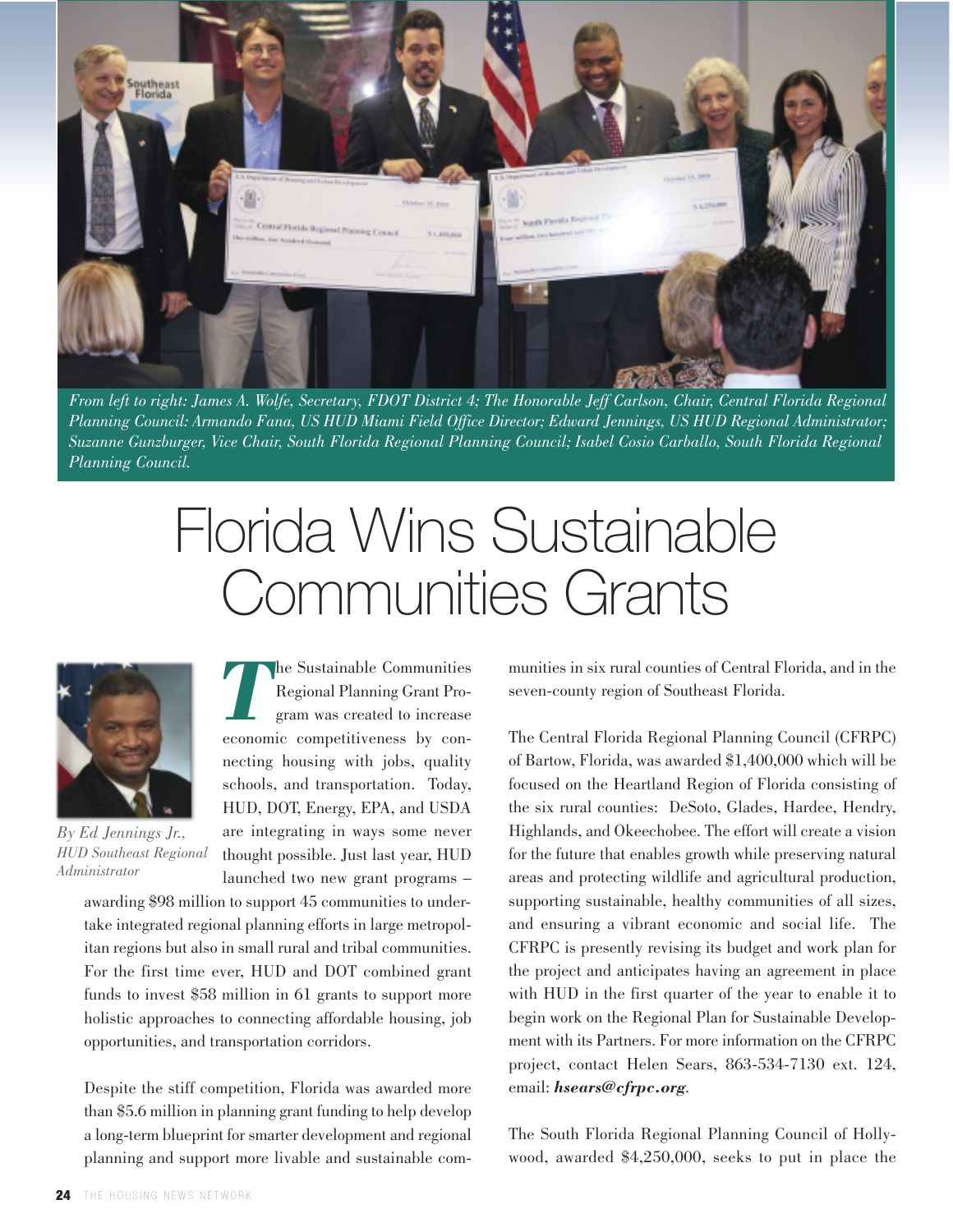*From left to right: James A. Wolfe, Secretary, FDOT District 4; The Honorable Jeff Carlson, Chair, Central Florida Regional Planning Council: Armando Fana, US HUD Miami Field Office Director; Edward Jennings, US HUD Regional Administrator; Suzanne Gunzburger, Vice Chair, South Florida Regional Planning Council; Isabel Cosio Carballo, South Florida Regional Planning Council.*

# Florida Wins Sustainable Communities Grants

*By Ed Jennings Jr., HUD Southeast Regional Administrator*

The Sustainable Communities Regional Planning Grant Program was created to increase economic competitiveness by connecting housing with jobs, quality schools, and transportation. Today, HUD, DOT, Energy, EPA, and USDA are integrating in ways some never thought possible. Just last year, HUD launched two new grant programs – awarding $98 million to support 45 communities to undertake integrated regional planning efforts in large metropolitan regions but also in small rural and tribal communities. For the first time ever, HUD and DOT combined grant funds to invest $58 million in 61 grants to support more holistic approaches to connecting affordable housing, job opportunities, and transportation corridors.

Despite the stiff competition, Florida was awarded more than $5.6 million in planning grant funding to help develop a long-term blueprint for smarter development and regional planning and support more livable and sustainable communities in six rural counties of Central Florida, and in the seven-county region of Southeast Florida.

The Central Florida Regional Planning Council (CFRPC) of Bartow, Florida, was awarded $1,400,000 which will be focused on the Heartland Region of Florida consisting of the six rural counties: DeSoto, Glades, Hardee, Hendry, Highlands, and Okeechobee. The effort will create a vision for the future that enables growth while preserving natural areas and protecting wildlife and agricultural production, supporting sustainable, healthy communities of all sizes, and ensuring a vibrant economic and social life. The CFRPC is presently revising its budget and work plan for the project and anticipates having an agreement in place with HUD in the first quarter of the year to enable it to begin work on the Regional Plan for Sustainable Development with its Partners. For more information on the CFRPC project, contact Helen Sears, 863-534-7130 ext. 124, email: ***hsears@cfrpc.org***.

The South Florida Regional Planning Council of Hollywood, awarded $4,250,000, seeks to put in place the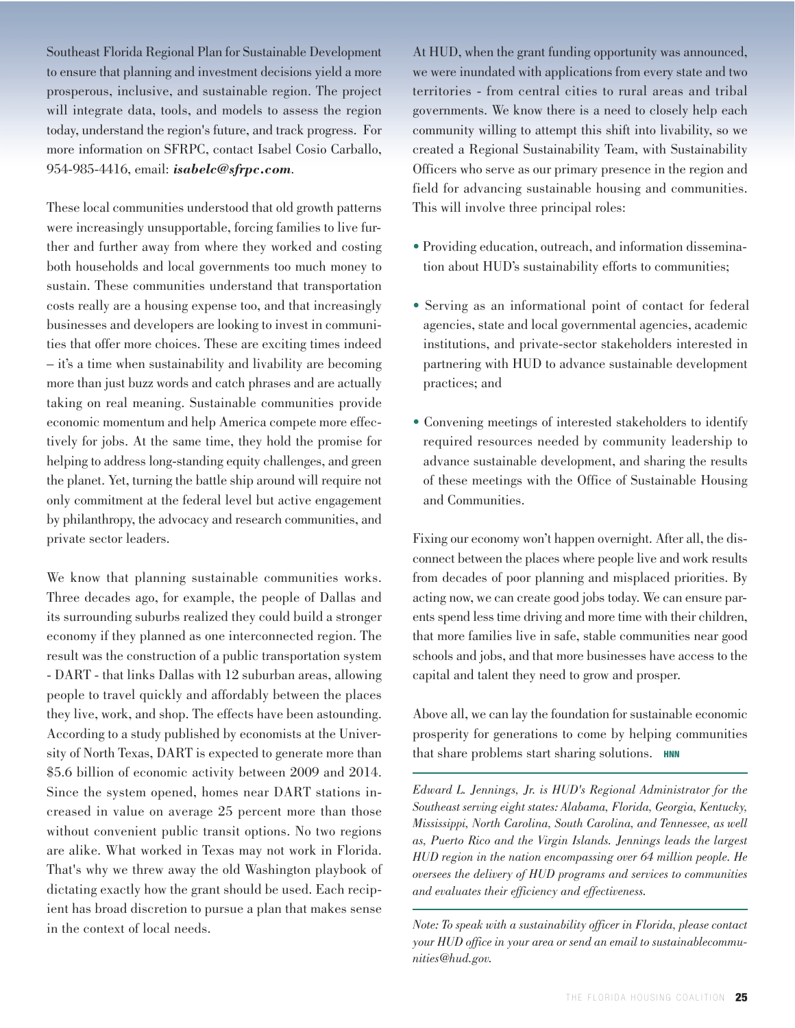Southeast Florida Regional Plan for Sustainable Development to ensure that planning and investment decisions yield a more prosperous, inclusive, and sustainable region. The project will integrate data, tools, and models to assess the region today, understand the region's future, and track progress. For more information on SFRPC, contact Isabel Cosio Carballo, 954-985-4416, email: ***isabelc@sfrpc.com***.

These local communities understood that old growth patterns were increasingly unsupportable, forcing families to live further and further away from where they worked and costing both households and local governments too much money to sustain. These communities understand that transportation costs really are a housing expense too, and that increasingly businesses and developers are looking to invest in communities that offer more choices. These are exciting times indeed – it's a time when sustainability and livability are becoming more than just buzz words and catch phrases and are actually taking on real meaning. Sustainable communities provide economic momentum and help America compete more effectively for jobs. At the same time, they hold the promise for helping to address long-standing equity challenges, and green the planet. Yet, turning the battle ship around will require not only commitment at the federal level but active engagement by philanthropy, the advocacy and research communities, and private sector leaders.

We know that planning sustainable communities works. Three decades ago, for example, the people of Dallas and its surrounding suburbs realized they could build a stronger economy if they planned as one interconnected region. The result was the construction of a public transportation system - DART - that links Dallas with 12 suburban areas, allowing people to travel quickly and affordably between the places they live, work, and shop. The effects have been astounding. According to a study published by economists at the University of North Texas, DART is expected to generate more than $5.6 billion of economic activity between 2009 and 2014. Since the system opened, homes near DART stations increased in value on average 25 percent more than those without convenient public transit options. No two regions are alike. What worked in Texas may not work in Florida. That's why we threw away the old Washington playbook of dictating exactly how the grant should be used. Each recipient has broad discretion to pursue a plan that makes sense in the context of local needs.

At HUD, when the grant funding opportunity was announced, we were inundated with applications from every state and two territories - from central cities to rural areas and tribal governments. We know there is a need to closely help each community willing to attempt this shift into livability, so we created a Regional Sustainability Team, with Sustainability Officers who serve as our primary presence in the region and field for advancing sustainable housing and communities. This will involve three principal roles:

- Providing education, outreach, and information dissemination about HUD's sustainability efforts to communities;
- Serving as an informational point of contact for federal agencies, state and local governmental agencies, academic institutions, and private-sector stakeholders interested in partnering with HUD to advance sustainable development practices; and
- Convening meetings of interested stakeholders to identify required resources needed by community leadership to advance sustainable development, and sharing the results of these meetings with the Office of Sustainable Housing and Communities.

Fixing our economy won't happen overnight. After all, the disconnect between the places where people live and work results from decades of poor planning and misplaced priorities. By acting now, we can create good jobs today. We can ensure parents spend less time driving and more time with their children, that more families live in safe, stable communities near good schools and jobs, and that more businesses have access to the capital and talent they need to grow and prosper.

Above all, we can lay the foundation for sustainable economic prosperity for generations to come by helping communities that share problems start sharing solutions. HNN

*Edward L. Jennings, Jr. is HUD's Regional Administrator for the Southeast serving eight states: Alabama, Florida, Georgia, Kentucky, Mississippi, North Carolina, South Carolina, and Tennessee, as well as, Puerto Rico and the Virgin Islands. Jennings leads the largest HUD region in the nation encompassing over 64 million people. He oversees the delivery of HUD programs and services to communities and evaluates their efficiency and effectiveness.*

*Note: To speak with a sustainability officer in Florida, please contact your HUD office in your area or send an email to sustainablecommunities@hud.gov.*